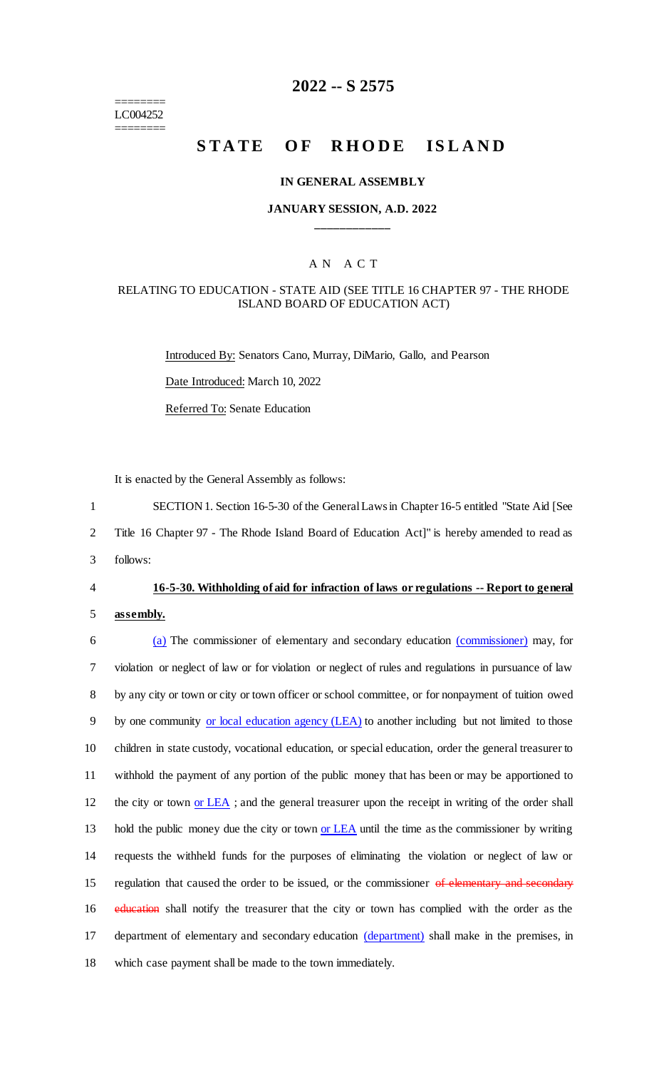========
LC004252
========

# 2022 -- S 2575

# STATE OF RHODE ISLAND

### IN GENERAL ASSEMBLY

### JANUARY SESSION, A.D. 2022

____________

A N A C T

RELATING TO EDUCATION - STATE AID (SEE TITLE 16 CHAPTER 97 - THE RHODE ISLAND BOARD OF EDUCATION ACT)

Introduced By: Senators Cano, Murray, DiMario, Gallo, and Pearson

Date Introduced: March 10, 2022

Referred To: Senate Education

It is enacted by the General Assembly as follows:

1 SECTION 1. Section 16-5-30 of the General Laws in Chapter 16-5 entitled "State Aid [See
2 Title 16 Chapter 97 - The Rhode Island Board of Education Act]" is hereby amended to read as
3 follows:

4 **16-5-30. Withholding of aid for infraction of laws or regulations -- Report to general**
5 **assembly.**

6 (a) The commissioner of elementary and secondary education (commissioner) may, for
7 violation or neglect of law or for violation or neglect of rules and regulations in pursuance of law
8 by any city or town or city or town officer or school committee, or for nonpayment of tuition owed
9 by one community or local education agency (LEA) to another including but not limited to those
10 children in state custody, vocational education, or special education, order the general treasurer to
11 withhold the payment of any portion of the public money that has been or may be apportioned to
12 the city or town or LEA ; and the general treasurer upon the receipt in writing of the order shall
13 hold the public money due the city or town or LEA until the time as the commissioner by writing
14 requests the withheld funds for the purposes of eliminating the violation or neglect of law or
15 regulation that caused the order to be issued, or the commissioner ~~of elementary and secondary~~
16 ~~education~~ shall notify the treasurer that the city or town has complied with the order as the
17 department of elementary and secondary education (department) shall make in the premises, in
18 which case payment shall be made to the town immediately.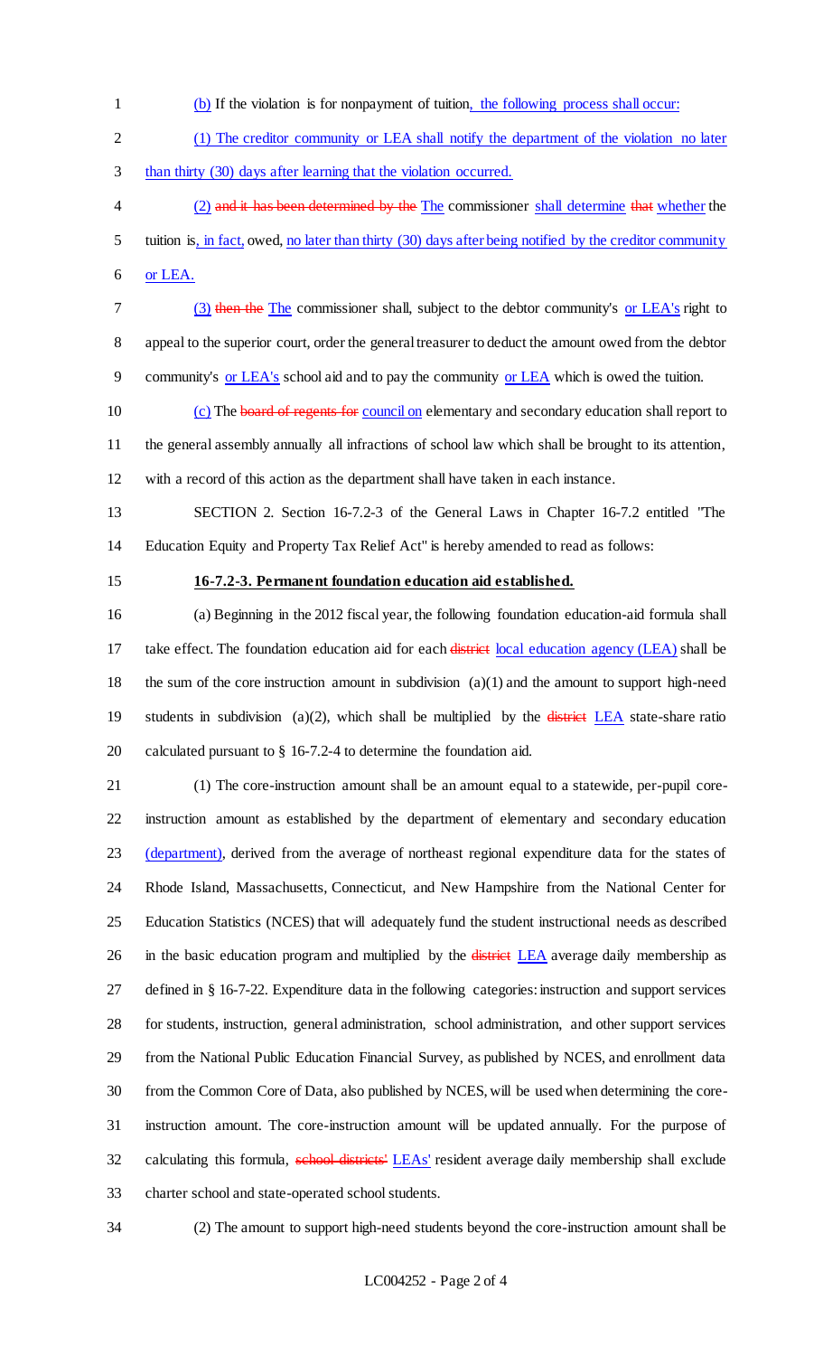(b) If the violation is for nonpayment of tuition, the following process shall occur:

(1) The creditor community or LEA shall notify the department of the violation no later than thirty (30) days after learning that the violation occurred.

(2) ~~and it has been determined by the~~ The commissioner shall determine ~~that~~ whether the tuition is, in fact, owed, no later than thirty (30) days after being notified by the creditor community or LEA.

(3) ~~then the~~ The commissioner shall, subject to the debtor community's or LEA's right to appeal to the superior court, order the general treasurer to deduct the amount owed from the debtor community's or LEA's school aid and to pay the community or LEA which is owed the tuition.

(c) The ~~board of regents for~~ council on elementary and secondary education shall report to the general assembly annually all infractions of school law which shall be brought to its attention, with a record of this action as the department shall have taken in each instance.

SECTION 2. Section 16-7.2-3 of the General Laws in Chapter 16-7.2 entitled "The Education Equity and Property Tax Relief Act" is hereby amended to read as follows:

**16-7.2-3. Permanent foundation education aid established.**

(a) Beginning in the 2012 fiscal year, the following foundation education-aid formula shall take effect. The foundation education aid for each ~~district~~ local education agency (LEA) shall be the sum of the core instruction amount in subdivision (a)(1) and the amount to support high-need students in subdivision (a)(2), which shall be multiplied by the ~~district~~ LEA state-share ratio calculated pursuant to § 16-7.2-4 to determine the foundation aid.

(1) The core-instruction amount shall be an amount equal to a statewide, per-pupil core-instruction amount as established by the department of elementary and secondary education (department), derived from the average of northeast regional expenditure data for the states of Rhode Island, Massachusetts, Connecticut, and New Hampshire from the National Center for Education Statistics (NCES) that will adequately fund the student instructional needs as described in the basic education program and multiplied by the ~~district~~ LEA average daily membership as defined in § 16-7-22. Expenditure data in the following categories: instruction and support services for students, instruction, general administration, school administration, and other support services from the National Public Education Financial Survey, as published by NCES, and enrollment data from the Common Core of Data, also published by NCES, will be used when determining the core-instruction amount. The core-instruction amount will be updated annually. For the purpose of calculating this formula, ~~school districts'~~ LEAs' resident average daily membership shall exclude charter school and state-operated school students.

(2) The amount to support high-need students beyond the core-instruction amount shall be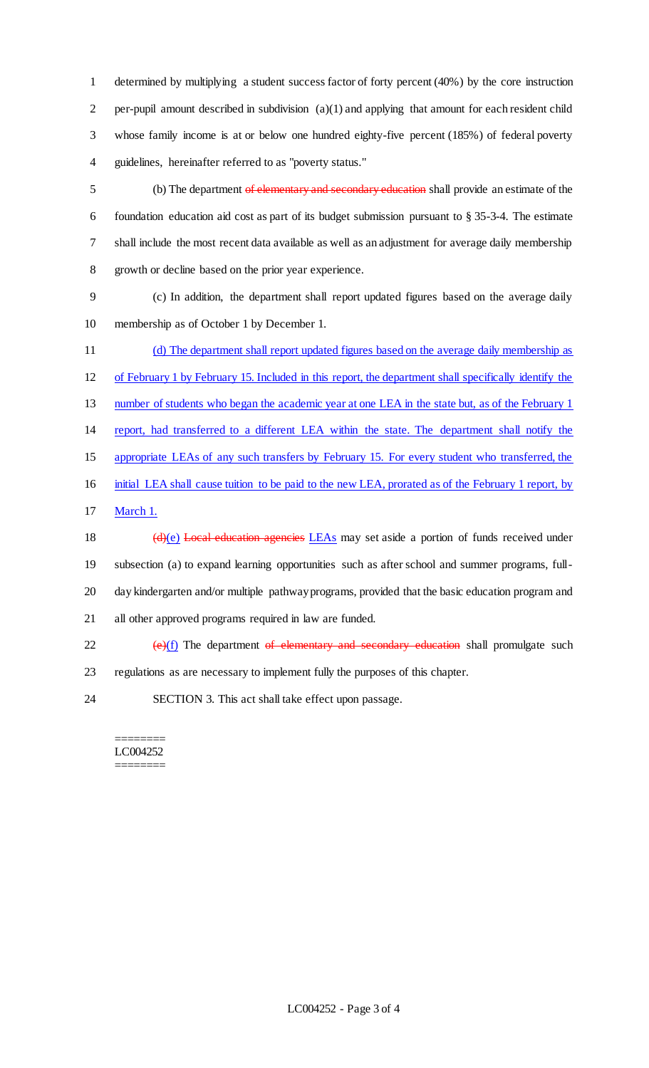determined by multiplying a student success factor of forty percent (40%) by the core instruction per-pupil amount described in subdivision (a)(1) and applying that amount for each resident child whose family income is at or below one hundred eighty-five percent (185%) of federal poverty guidelines, hereinafter referred to as "poverty status."

(b) The department ~~of elementary and secondary education~~ shall provide an estimate of the foundation education aid cost as part of its budget submission pursuant to § 35-3-4. The estimate shall include the most recent data available as well as an adjustment for average daily membership growth or decline based on the prior year experience.

(c) In addition, the department shall report updated figures based on the average daily membership as of October 1 by December 1.

<u>(d) The department shall report updated figures based on the average daily membership as of February 1 by February 15. Included in this report, the department shall specifically identify the number of students who began the academic year at one LEA in the state but, as of the February 1 report, had transferred to a different LEA within the state. The department shall notify the appropriate LEAs of any such transfers by February 15. For every student who transferred, the initial LEA shall cause tuition to be paid to the new LEA, prorated as of the February 1 report, by March 1.</u>

~~(d)~~<u>(e)</u> ~~Local education agencies~~ <u>LEAs</u> may set aside a portion of funds received under subsection (a) to expand learning opportunities such as after school and summer programs, full-day kindergarten and/or multiple pathway programs, provided that the basic education program and all other approved programs required in law are funded.

~~(e)~~<u>(f)</u> The department ~~of elementary and secondary education~~ shall promulgate such regulations as are necessary to implement fully the purposes of this chapter.

SECTION 3. This act shall take effect upon passage.

========
LC004252
========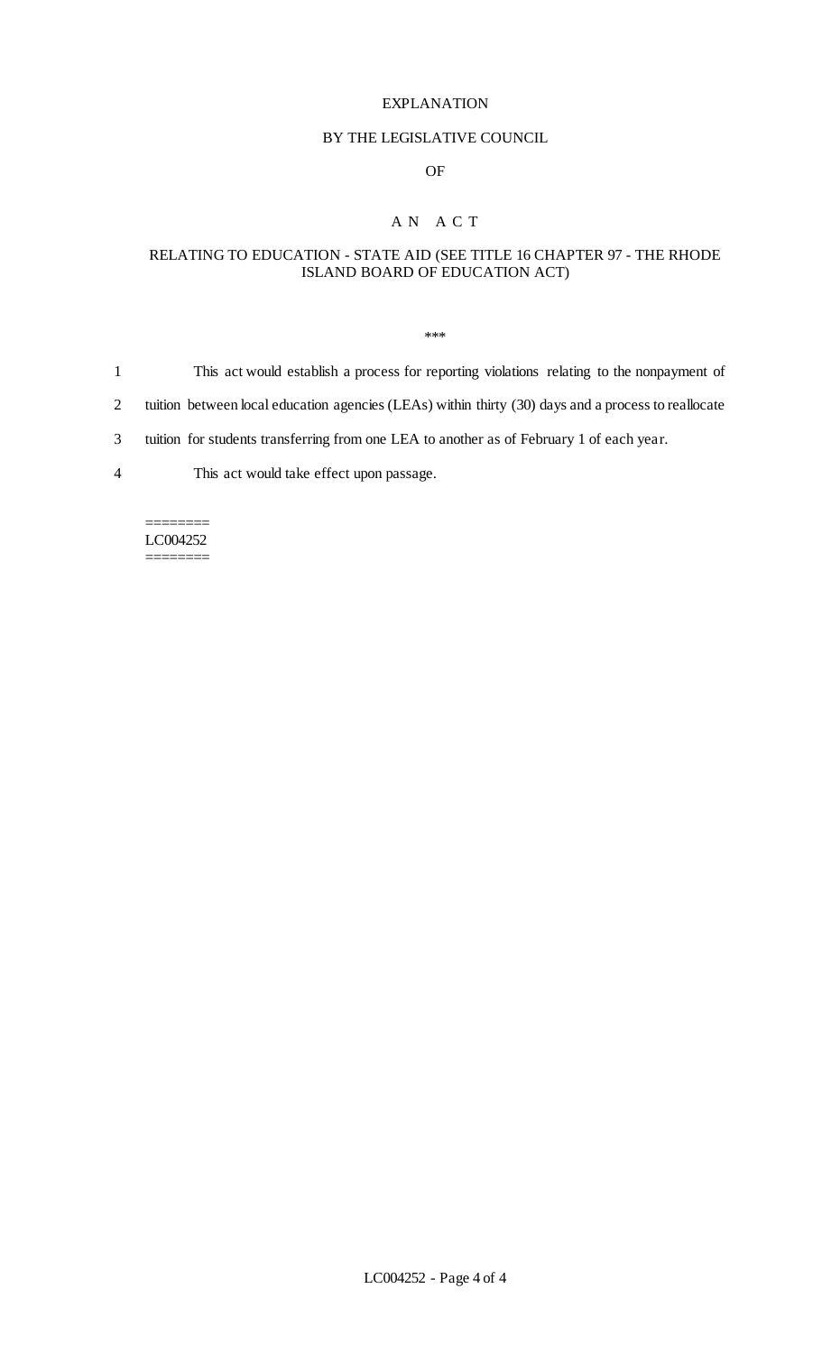EXPLANATION

BY THE LEGISLATIVE COUNCIL

OF

A N A C T

RELATING TO EDUCATION - STATE AID (SEE TITLE 16 CHAPTER 97 - THE RHODE ISLAND BOARD OF EDUCATION ACT)

\*\*\*

This act would establish a process for reporting violations relating to the nonpayment of tuition between local education agencies (LEAs) within thirty (30) days and a process to reallocate tuition for students transferring from one LEA to another as of February 1 of each year.

This act would take effect upon passage.

========
LC004252
========